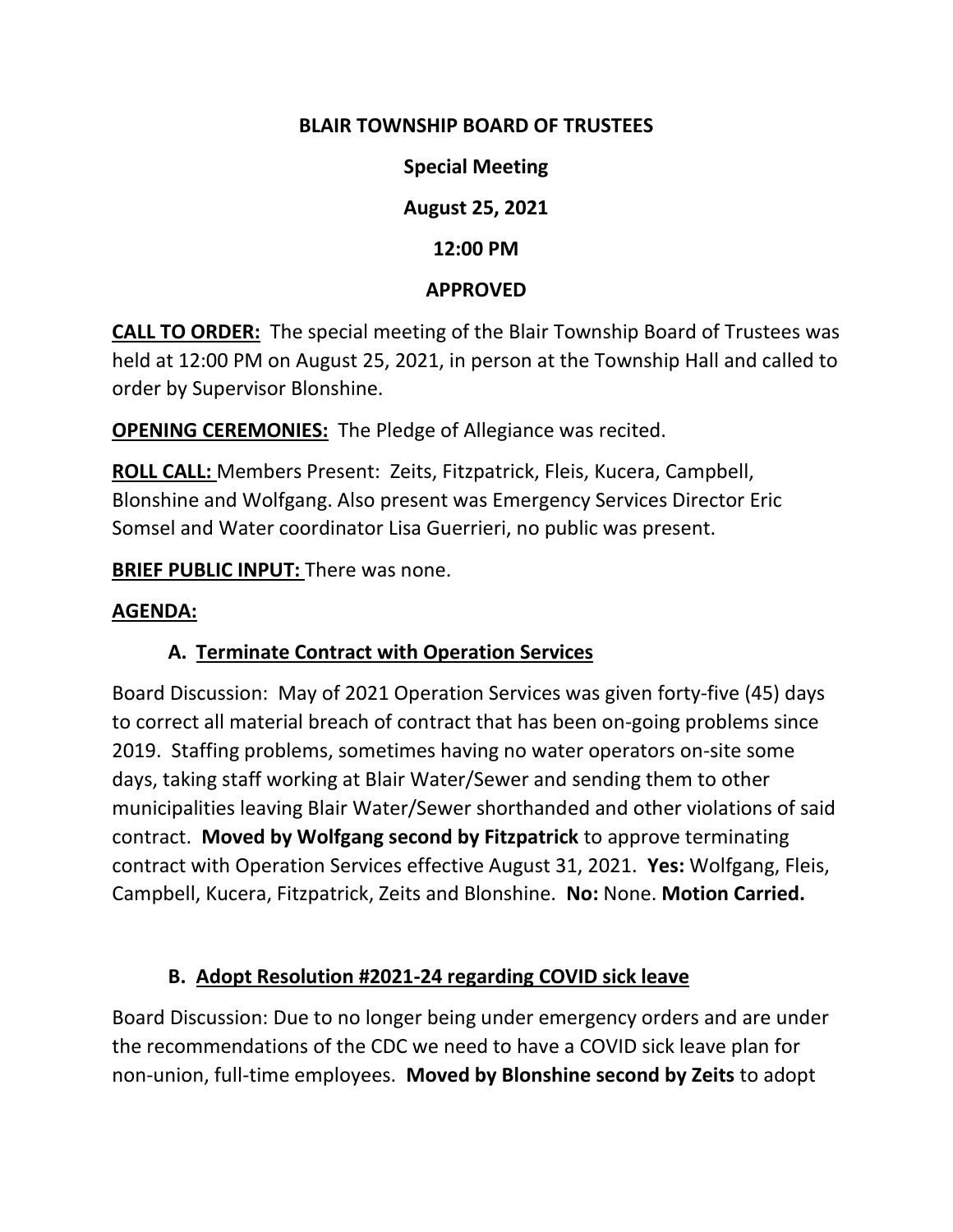**BLAIR TOWNSHIP BOARD OF TRUSTEES**

**Special Meeting**

**August 25, 2021**

**12:00 PM**

**APPROVED**

**CALL TO ORDER:** The special meeting of the Blair Township Board of Trustees was held at 12:00 PM on August 25, 2021, in person at the Township Hall and called to order by Supervisor Blonshine.

**OPENING CEREMONIES:** The Pledge of Allegiance was recited.

**ROLL CALL:** Members Present: Zeits, Fitzpatrick, Fleis, Kucera, Campbell, Blonshine and Wolfgang. Also present was Emergency Services Director Eric Somsel and Water coordinator Lisa Guerrieri, no public was present.

**BRIEF PUBLIC INPUT:** There was none.

**AGENDA:**

**A. Terminate Contract with Operation Services**

Board Discussion: May of 2021 Operation Services was given forty-five (45) days to correct all material breach of contract that has been on-going problems since 2019. Staffing problems, sometimes having no water operators on-site some days, taking staff working at Blair Water/Sewer and sending them to other municipalities leaving Blair Water/Sewer shorthanded and other violations of said contract. **Moved by Wolfgang second by Fitzpatrick** to approve terminating contract with Operation Services effective August 31, 2021. **Yes:** Wolfgang, Fleis, Campbell, Kucera, Fitzpatrick, Zeits and Blonshine. **No:** None. **Motion Carried.**

**B. Adopt Resolution #2021-24 regarding COVID sick leave**

Board Discussion: Due to no longer being under emergency orders and are under the recommendations of the CDC we need to have a COVID sick leave plan for non-union, full-time employees. **Moved by Blonshine second by Zeits** to adopt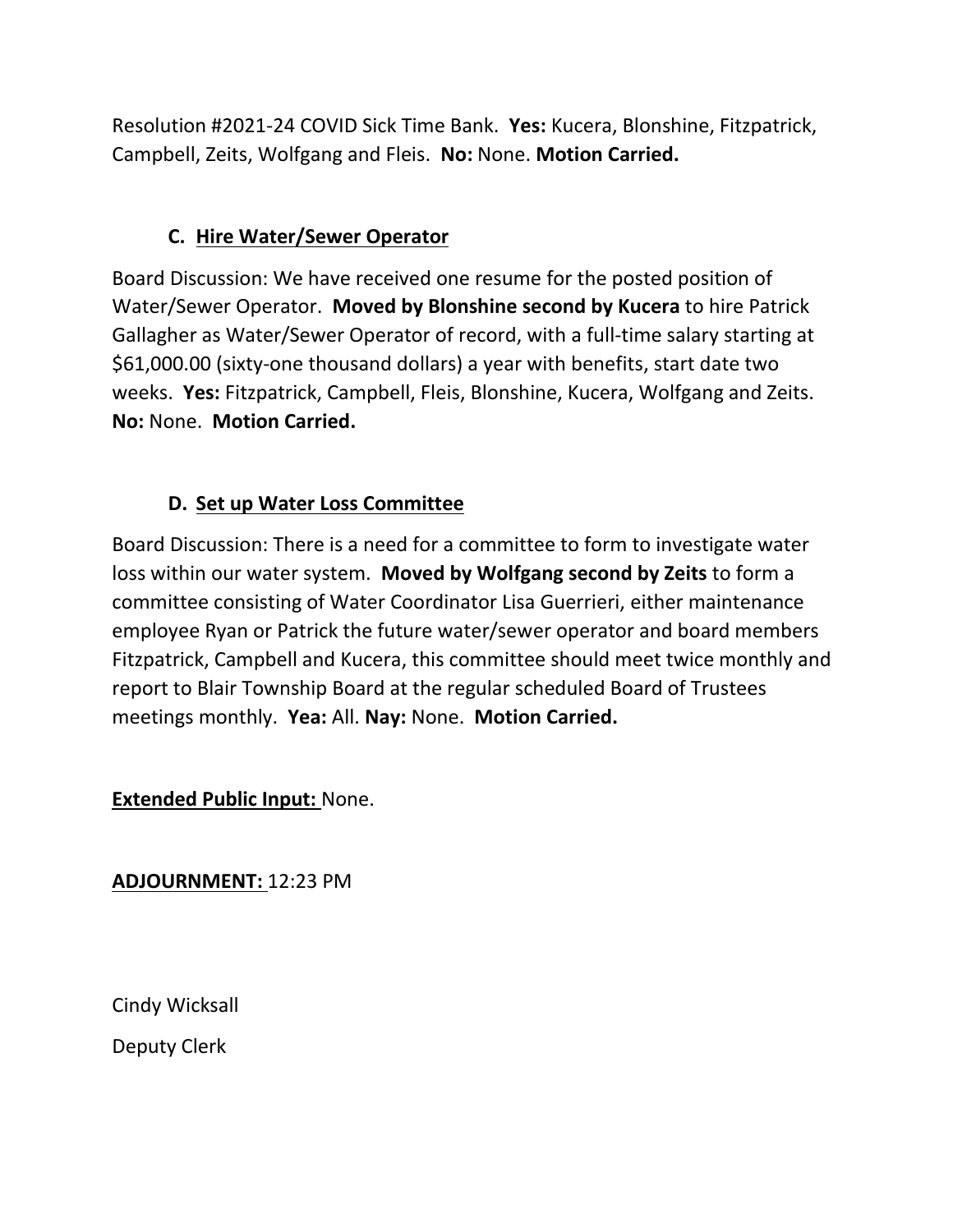Resolution #2021-24 COVID Sick Time Bank. **Yes:** Kucera, Blonshine, Fitzpatrick, Campbell, Zeits, Wolfgang and Fleis. **No:** None. **Motion Carried.**

### C. Hire Water/Sewer Operator

Board Discussion: We have received one resume for the posted position of Water/Sewer Operator. **Moved by Blonshine second by Kucera** to hire Patrick Gallagher as Water/Sewer Operator of record, with a full-time salary starting at $61,000.00 (sixty-one thousand dollars) a year with benefits, start date two weeks. **Yes:** Fitzpatrick, Campbell, Fleis, Blonshine, Kucera, Wolfgang and Zeits. **No:** None. **Motion Carried.**

### D. Set up Water Loss Committee

Board Discussion: There is a need for a committee to form to investigate water loss within our water system. **Moved by Wolfgang second by Zeits** to form a committee consisting of Water Coordinator Lisa Guerrieri, either maintenance employee Ryan or Patrick the future water/sewer operator and board members Fitzpatrick, Campbell and Kucera, this committee should meet twice monthly and report to Blair Township Board at the regular scheduled Board of Trustees meetings monthly. **Yea:** All. **Nay:** None. **Motion Carried.**

**Extended Public Input:** None.

**ADJOURNMENT:** 12:23 PM

Cindy Wicksall

Deputy Clerk